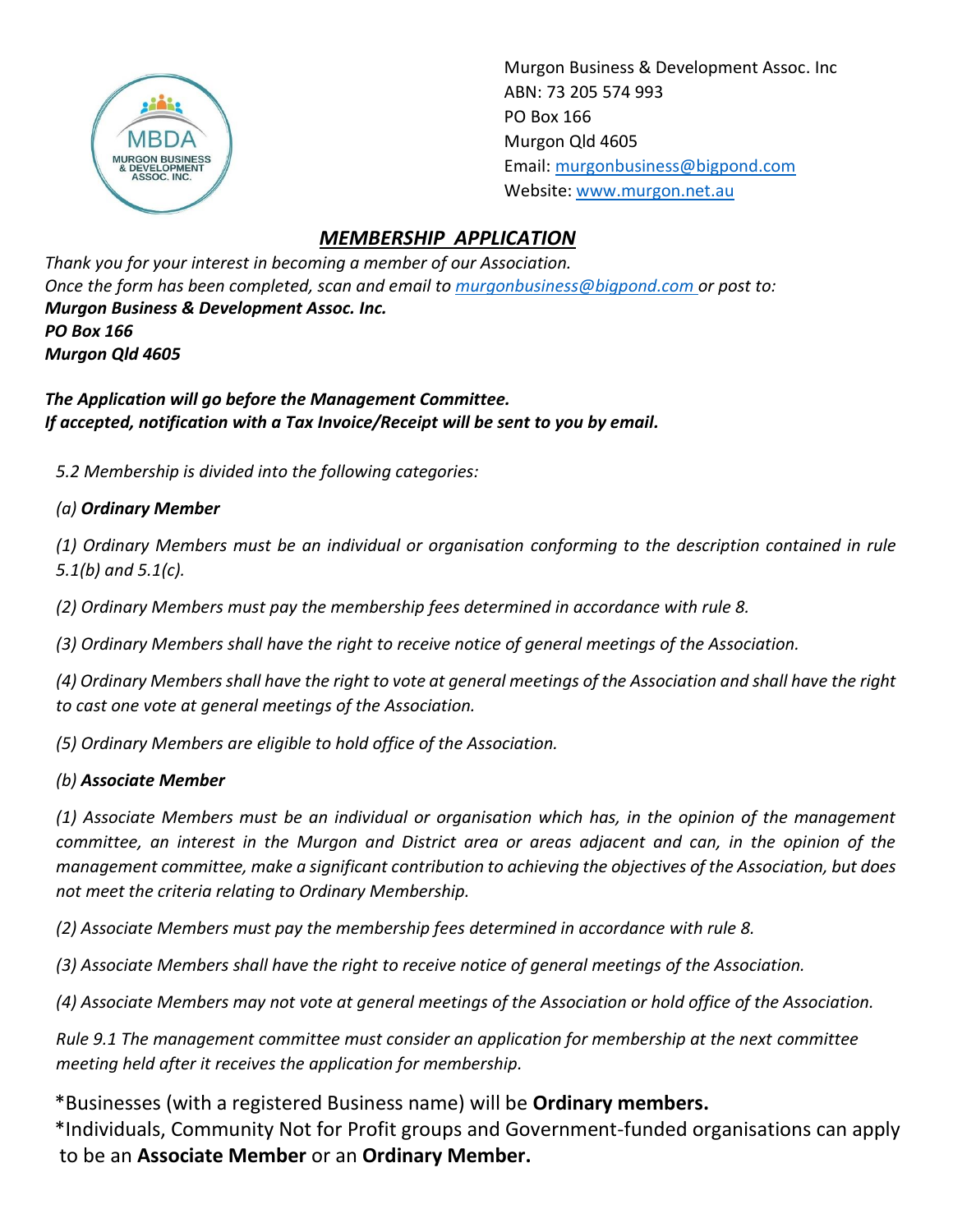Murgon Business & Development Assoc. Inc
ABN: 73 205 574 993
PO Box 166
Murgon Qld 4605
Email: murgonbusiness@bigpond.com
Website: www.murgon.net.au

## *MEMBERSHIP APPLICATION*

*Thank you for your interest in becoming a member of our Association.*
*Once the form has been completed, scan and email to murgonbusiness@bigpond.com or post to:*
***Murgon Business & Development Assoc. Inc.***
***PO Box 166***
***Murgon Qld 4605***

***The Application will go before the Management Committee.***
***If accepted, notification with a Tax Invoice/Receipt will be sent to you by email.***

*5.2 Membership is divided into the following categories:*

*(a)* ***Ordinary Member***

*(1) Ordinary Members must be an individual or organisation conforming to the description contained in rule 5.1(b) and 5.1(c).*

*(2) Ordinary Members must pay the membership fees determined in accordance with rule 8.*

*(3) Ordinary Members shall have the right to receive notice of general meetings of the Association.*

*(4) Ordinary Members shall have the right to vote at general meetings of the Association and shall have the right to cast one vote at general meetings of the Association.*

*(5) Ordinary Members are eligible to hold office of the Association.*

*(b)* ***Associate Member***

*(1) Associate Members must be an individual or organisation which has, in the opinion of the management committee, an interest in the Murgon and District area or areas adjacent and can, in the opinion of the management committee, make a significant contribution to achieving the objectives of the Association, but does not meet the criteria relating to Ordinary Membership.*

*(2) Associate Members must pay the membership fees determined in accordance with rule 8.*

*(3) Associate Members shall have the right to receive notice of general meetings of the Association.*

*(4) Associate Members may not vote at general meetings of the Association or hold office of the Association.*

*Rule 9.1 The management committee must consider an application for membership at the next committee meeting held after it receives the application for membership.*

*Businesses (with a registered Business name) will be **Ordinary members.**

*Individuals, Community Not for Profit groups and Government-funded organisations can apply to be an **Associate Member** or an **Ordinary Member.**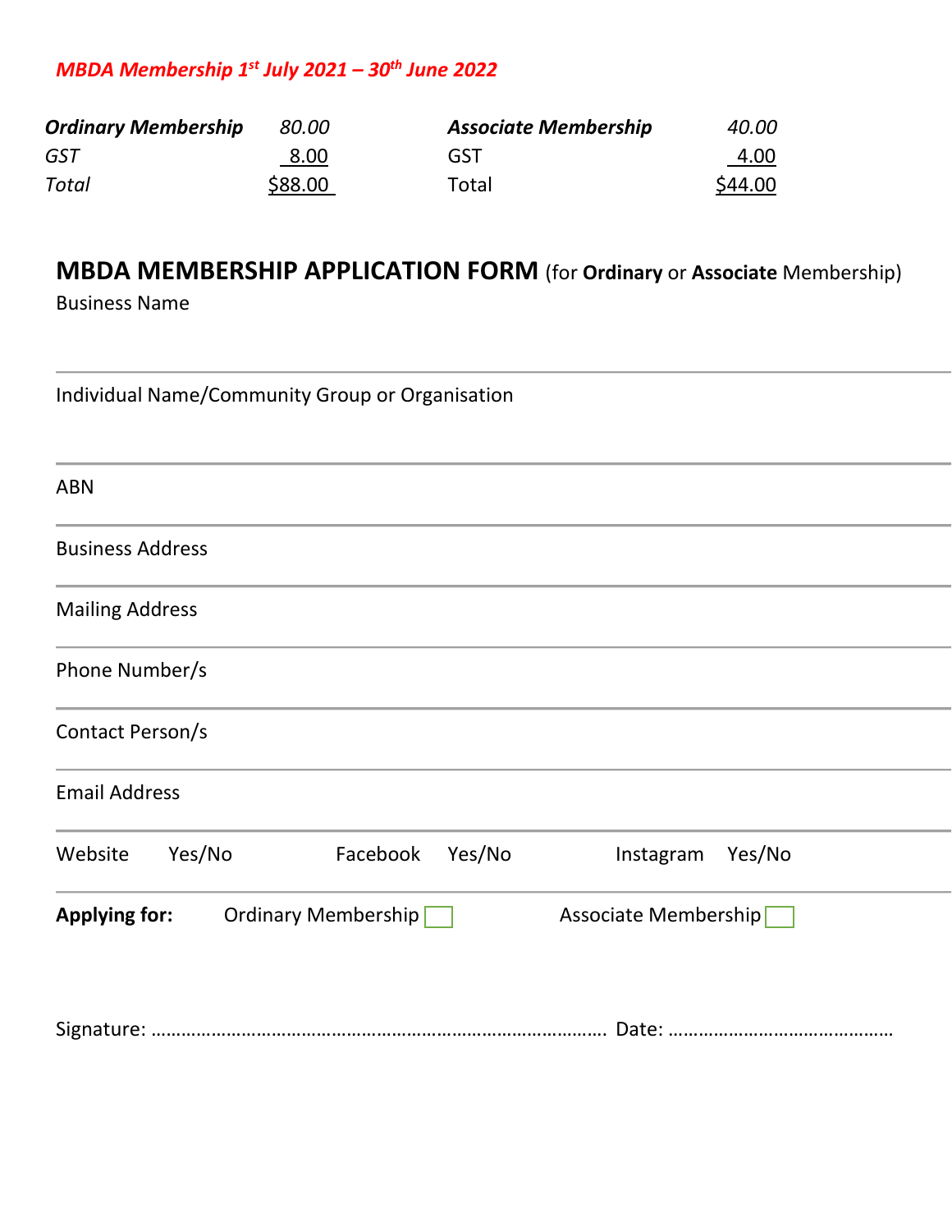*MBDA Membership 1st July 2021 – 30th June 2022*

| | | | |
|---|---|---|---|
| ***Ordinary Membership*** | *80.00* | ***Associate Membership*** | *40.00* |
| *GST* | 8.00 | GST | 4.00 |
| *Total* | $88.00 | Total | $44.00 |

## MBDA MEMBERSHIP APPLICATION FORM (for **Ordinary** or **Associate** Membership)

Business Name

---

Individual Name/Community Group or Organisation

---

ABN

---

Business Address

---

Mailing Address

---

Phone Number/s

---

Contact Person/s

---

Email Address

---

Website Yes/No Facebook Yes/No Instagram Yes/No

---

**Applying for:** Ordinary Membership ☐ Associate Membership ☐

Signature: ……………………………………………………………………………… Date: ………………………………………